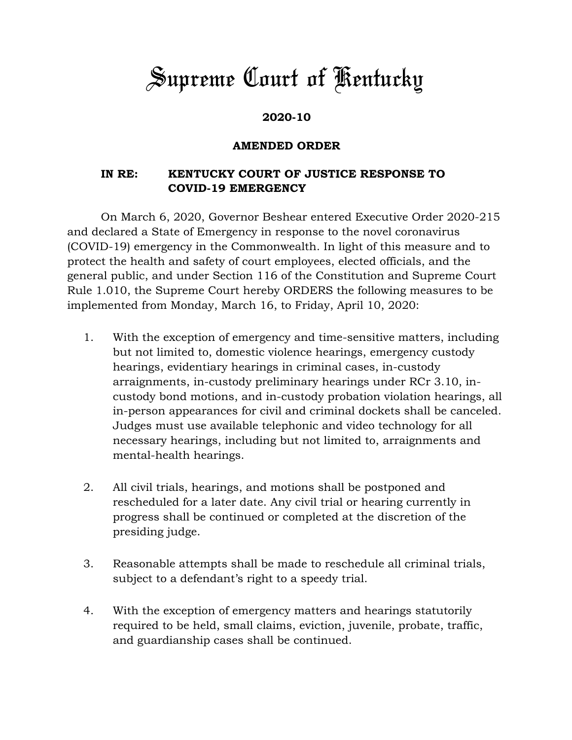# Supreme Court of Kentucky

**2020-10**

**AMENDED ORDER**

**IN RE: KENTUCKY COURT OF JUSTICE RESPONSE TO COVID-19 EMERGENCY**

On March 6, 2020, Governor Beshear entered Executive Order 2020-215 and declared a State of Emergency in response to the novel coronavirus (COVID-19) emergency in the Commonwealth. In light of this measure and to protect the health and safety of court employees, elected officials, and the general public, and under Section 116 of the Constitution and Supreme Court Rule 1.010, the Supreme Court hereby ORDERS the following measures to be implemented from Monday, March 16, to Friday, April 10, 2020:

1. With the exception of emergency and time-sensitive matters, including but not limited to, domestic violence hearings, emergency custody hearings, evidentiary hearings in criminal cases, in-custody arraignments, in-custody preliminary hearings under RCr 3.10, in-custody bond motions, and in-custody probation violation hearings, all in-person appearances for civil and criminal dockets shall be canceled. Judges must use available telephonic and video technology for all necessary hearings, including but not limited to, arraignments and mental-health hearings.

2. All civil trials, hearings, and motions shall be postponed and rescheduled for a later date. Any civil trial or hearing currently in progress shall be continued or completed at the discretion of the presiding judge.

3. Reasonable attempts shall be made to reschedule all criminal trials, subject to a defendant's right to a speedy trial.

4. With the exception of emergency matters and hearings statutorily required to be held, small claims, eviction, juvenile, probate, traffic, and guardianship cases shall be continued.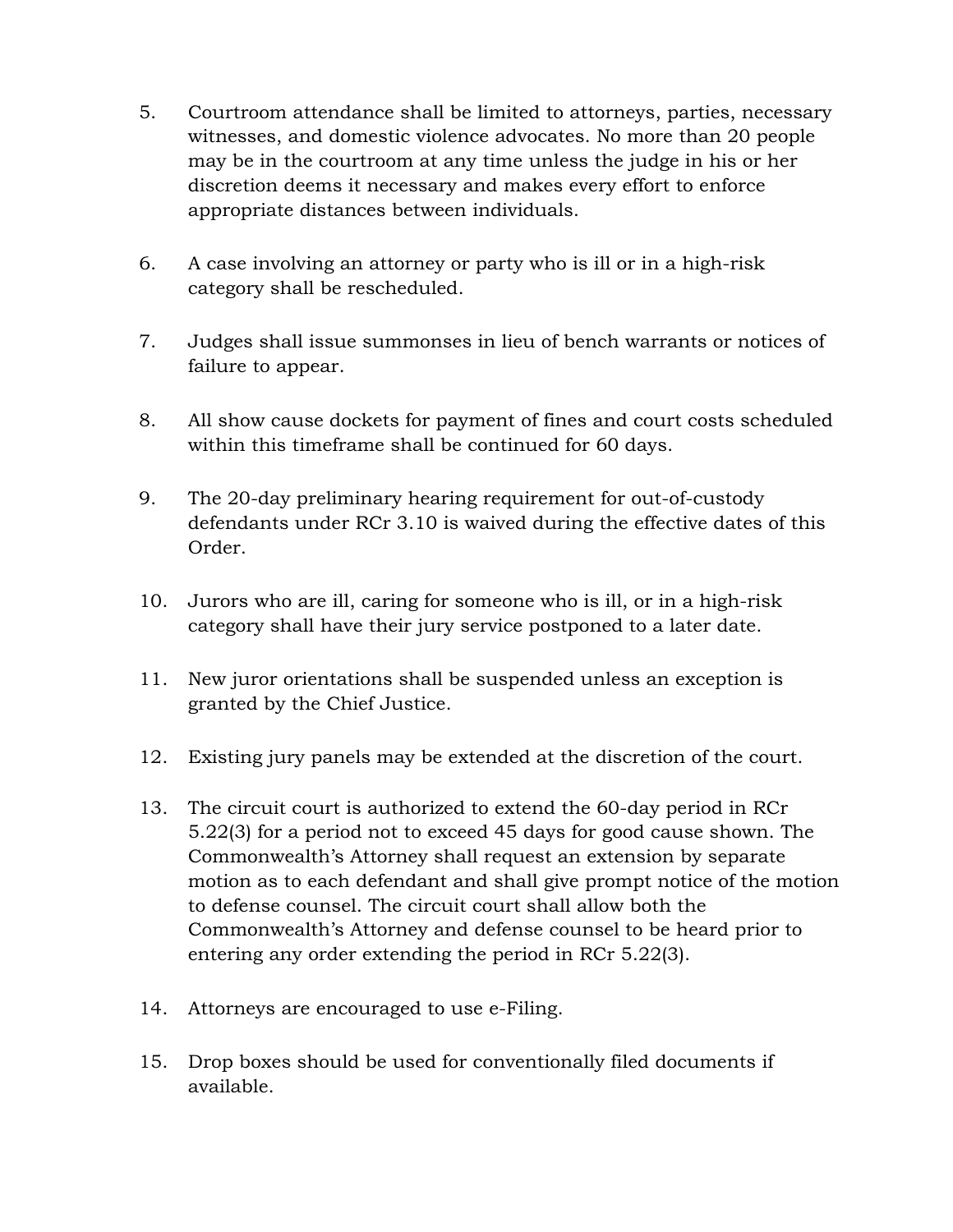5. Courtroom attendance shall be limited to attorneys, parties, necessary witnesses, and domestic violence advocates. No more than 20 people may be in the courtroom at any time unless the judge in his or her discretion deems it necessary and makes every effort to enforce appropriate distances between individuals.

6. A case involving an attorney or party who is ill or in a high-risk category shall be rescheduled.

7. Judges shall issue summonses in lieu of bench warrants or notices of failure to appear.

8. All show cause dockets for payment of fines and court costs scheduled within this timeframe shall be continued for 60 days.

9. The 20-day preliminary hearing requirement for out-of-custody defendants under RCr 3.10 is waived during the effective dates of this Order.

10. Jurors who are ill, caring for someone who is ill, or in a high-risk category shall have their jury service postponed to a later date.

11. New juror orientations shall be suspended unless an exception is granted by the Chief Justice.

12. Existing jury panels may be extended at the discretion of the court.

13. The circuit court is authorized to extend the 60-day period in RCr 5.22(3) for a period not to exceed 45 days for good cause shown. The Commonwealth's Attorney shall request an extension by separate motion as to each defendant and shall give prompt notice of the motion to defense counsel. The circuit court shall allow both the Commonwealth's Attorney and defense counsel to be heard prior to entering any order extending the period in RCr 5.22(3).

14. Attorneys are encouraged to use e-Filing.

15. Drop boxes should be used for conventionally filed documents if available.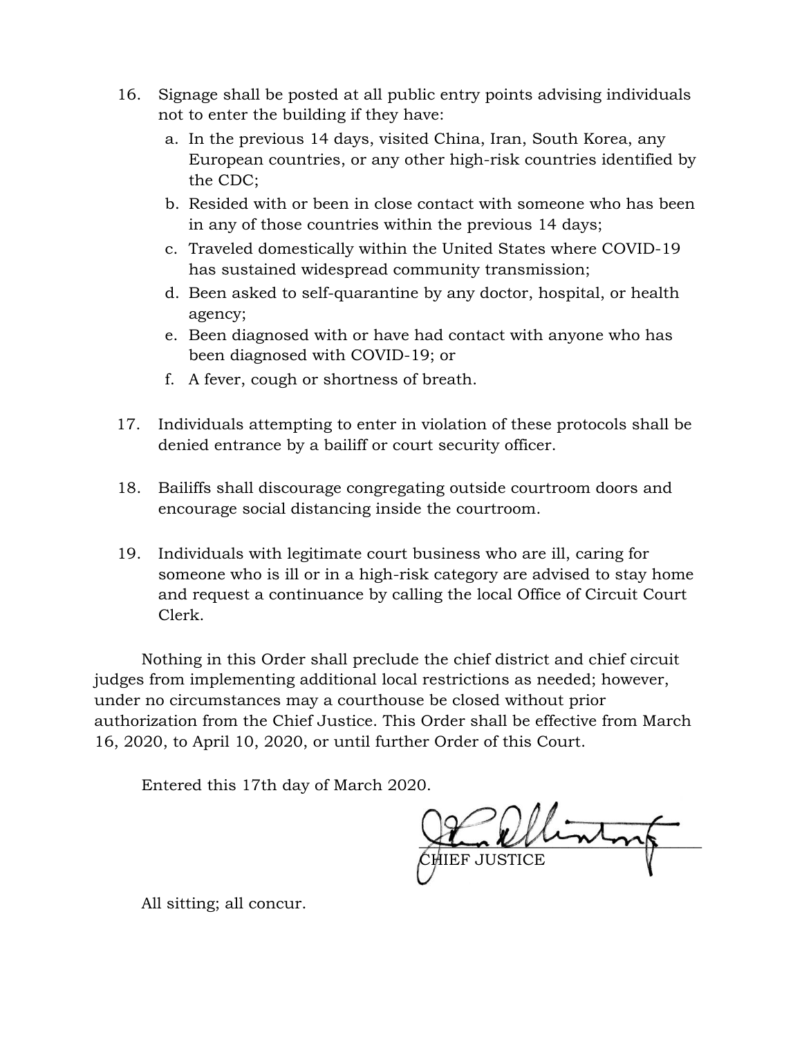16. Signage shall be posted at all public entry points advising individuals not to enter the building if they have:
    a. In the previous 14 days, visited China, Iran, South Korea, any European countries, or any other high-risk countries identified by the CDC;
    b. Resided with or been in close contact with someone who has been in any of those countries within the previous 14 days;
    c. Traveled domestically within the United States where COVID-19 has sustained widespread community transmission;
    d. Been asked to self-quarantine by any doctor, hospital, or health agency;
    e. Been diagnosed with or have had contact with anyone who has been diagnosed with COVID-19; or
    f. A fever, cough or shortness of breath.

17. Individuals attempting to enter in violation of these protocols shall be denied entrance by a bailiff or court security officer.

18. Bailiffs shall discourage congregating outside courtroom doors and encourage social distancing inside the courtroom.

19. Individuals with legitimate court business who are ill, caring for someone who is ill or in a high-risk category are advised to stay home and request a continuance by calling the local Office of Circuit Court Clerk.

Nothing in this Order shall preclude the chief district and chief circuit judges from implementing additional local restrictions as needed; however, under no circumstances may a courthouse be closed without prior authorization from the Chief Justice. This Order shall be effective from March 16, 2020, to April 10, 2020, or until further Order of this Court.

Entered this 17th day of March 2020.

CHIEF JUSTICE

All sitting; all concur.